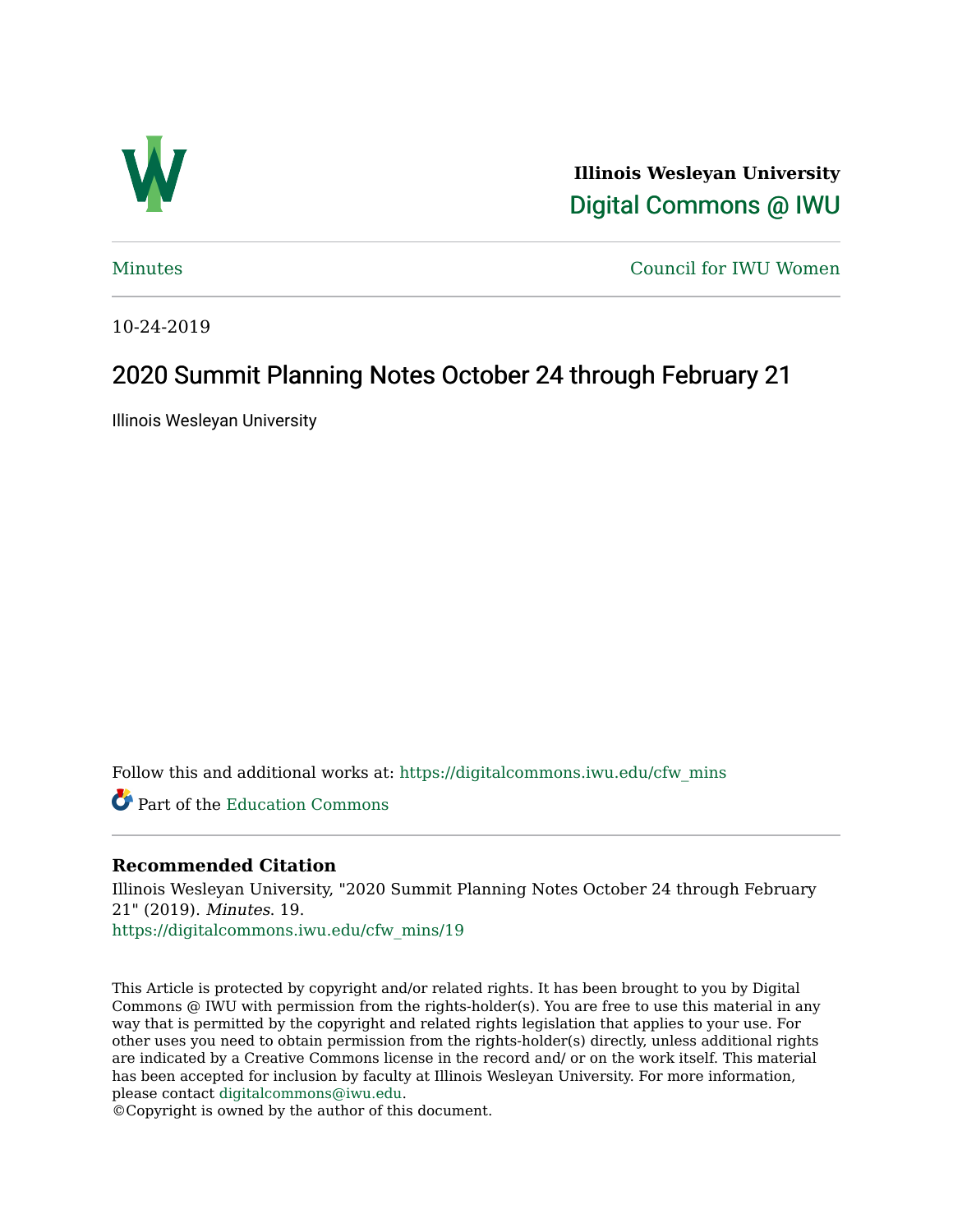Illinois Wesleyan University

Digital Commons @ IWU

Minutes

Council for IWU Women

10-24-2019

# 2020 Summit Planning Notes October 24 through February 21

Illinois Wesleyan University

Follow this and additional works at: https://digitalcommons.iwu.edu/cfw_mins

Part of the Education Commons

## Recommended Citation

Illinois Wesleyan University, "2020 Summit Planning Notes October 24 through February 21" (2019). *Minutes*. 19.
https://digitalcommons.iwu.edu/cfw_mins/19

This Article is protected by copyright and/or related rights. It has been brought to you by Digital Commons @ IWU with permission from the rights-holder(s). You are free to use this material in any way that is permitted by the copyright and related rights legislation that applies to your use. For other uses you need to obtain permission from the rights-holder(s) directly, unless additional rights are indicated by a Creative Commons license in the record and/ or on the work itself. This material has been accepted for inclusion by faculty at Illinois Wesleyan University. For more information, please contact digitalcommons@iwu.edu.
©Copyright is owned by the author of this document.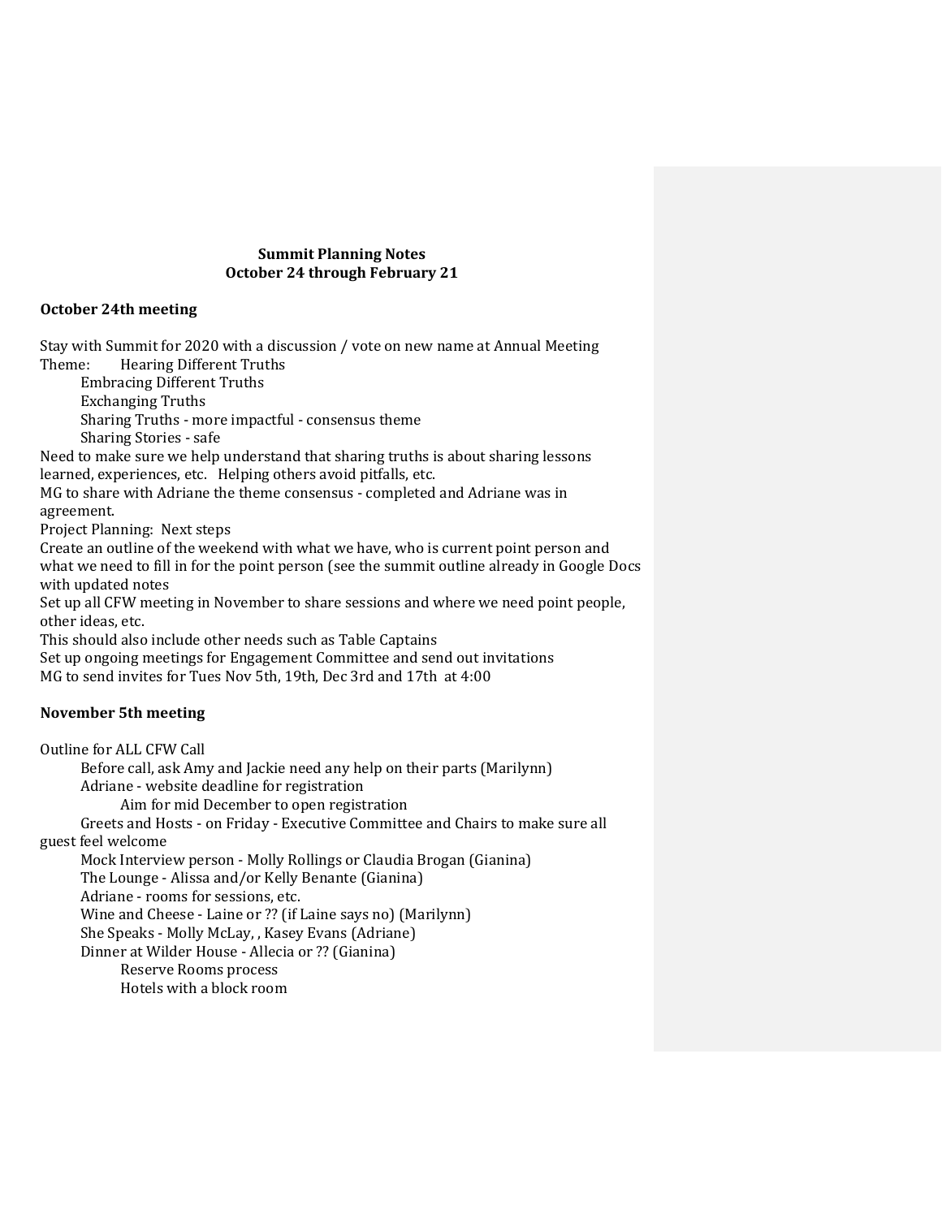**Summit Planning Notes**
**October 24 through February 21**

**October 24th meeting**

Stay with Summit for 2020 with a discussion / vote on new name at Annual Meeting

Theme: Hearing Different Truths
- Embracing Different Truths
- Exchanging Truths
- Sharing Truths - more impactful - consensus theme
- Sharing Stories - safe

Need to make sure we help understand that sharing truths is about sharing lessons learned, experiences, etc. Helping others avoid pitfalls, etc.

MG to share with Adriane the theme consensus - completed and Adriane was in agreement.

Project Planning: Next steps

Create an outline of the weekend with what we have, who is current point person and what we need to fill in for the point person (see the summit outline already in Google Docs with updated notes

Set up all CFW meeting in November to share sessions and where we need point people, other ideas, etc.

This should also include other needs such as Table Captains

Set up ongoing meetings for Engagement Committee and send out invitations

MG to send invites for Tues Nov 5th, 19th, Dec 3rd and 17th at 4:00

**November 5th meeting**

Outline for ALL CFW Call
- Before call, ask Amy and Jackie need any help on their parts (Marilynn)
- Adriane - website deadline for registration
  - Aim for mid December to open registration
- Greets and Hosts - on Friday - Executive Committee and Chairs to make sure all guest feel welcome
- Mock Interview person - Molly Rollings or Claudia Brogan (Gianina)
- The Lounge - Alissa and/or Kelly Benante (Gianina)
- Adriane - rooms for sessions, etc.
- Wine and Cheese - Laine or ?? (if Laine says no) (Marilynn)
- She Speaks - Molly McLay, , Kasey Evans (Adriane)
- Dinner at Wilder House - Allecia or ?? (Gianina)
  - Reserve Rooms process
  - Hotels with a block room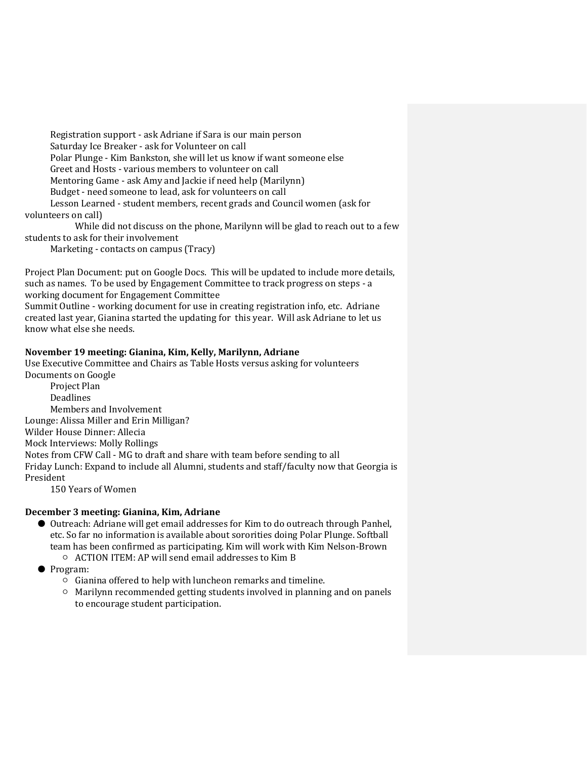- Registration support - ask Adriane if Sara is our main person
- Saturday Ice Breaker - ask for Volunteer on call
- Polar Plunge - Kim Bankston, she will let us know if want someone else
- Greet and Hosts - various members to volunteer on call
- Mentoring Game - ask Amy and Jackie if need help (Marilynn)
- Budget - need someone to lead, ask for volunteers on call
- Lesson Learned - student members, recent grads and Council women (ask for volunteers on call)
  - While did not discuss on the phone, Marilynn will be glad to reach out to a few students to ask for their involvement
- Marketing - contacts on campus (Tracy)

Project Plan Document: put on Google Docs. This will be updated to include more details, such as names. To be used by Engagement Committee to track progress on steps - a working document for Engagement Committee

Summit Outline - working document for use in creating registration info, etc. Adriane created last year, Gianina started the updating for this year. Will ask Adriane to let us know what else she needs.

**November 19 meeting: Gianina, Kim, Kelly, Marilynn, Adriane**

Use Executive Committee and Chairs as Table Hosts versus asking for volunteers

Documents on Google
- Project Plan
- Deadlines
- Members and Involvement

Lounge: Alissa Miller and Erin Milligan?

Wilder House Dinner: Allecia

Mock Interviews: Molly Rollings

Notes from CFW Call - MG to draft and share with team before sending to all

Friday Lunch: Expand to include all Alumni, students and staff/faculty now that Georgia is President
- 150 Years of Women

**December 3 meeting: Gianina, Kim, Adriane**

- Outreach: Adriane will get email addresses for Kim to do outreach through Panhel, etc. So far no information is available about sororities doing Polar Plunge. Softball team has been confirmed as participating. Kim will work with Kim Nelson-Brown
  - ACTION ITEM: AP will send email addresses to Kim B
- Program:
  - Gianina offered to help with luncheon remarks and timeline.
  - Marilynn recommended getting students involved in planning and on panels to encourage student participation.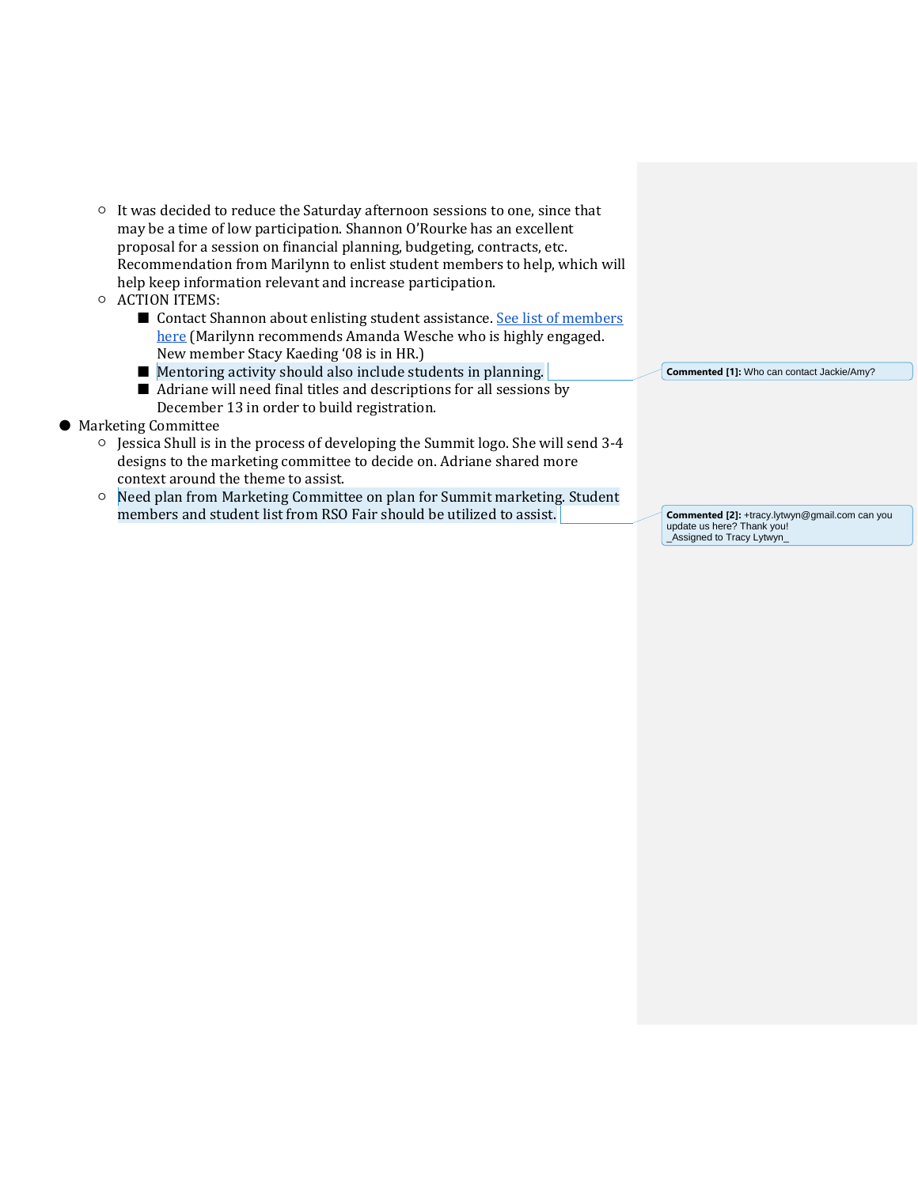- It was decided to reduce the Saturday afternoon sessions to one, since that may be a time of low participation. Shannon O'Rourke has an excellent proposal for a session on financial planning, budgeting, contracts, etc. Recommendation from Marilynn to enlist student members to help, which will help keep information relevant and increase participation.
    - ACTION ITEMS:
        - Contact Shannon about enlisting student assistance. See list of members here (Marilynn recommends Amanda Wesche who is highly engaged. New member Stacy Kaeding '08 is in HR.)
        - Mentoring activity should also include students in planning.
        - Adriane will need final titles and descriptions for all sessions by December 13 in order to build registration.
- Marketing Committee
    - Jessica Shull is in the process of developing the Summit logo. She will send 3-4 designs to the marketing committee to decide on. Adriane shared more context around the theme to assist.
    - Need plan from Marketing Committee on plan for Summit marketing. Student members and student list from RSO Fair should be utilized to assist.

**Commented [1]:** Who can contact Jackie/Amy?

**Commented [2]:** +tracy.lytwyn@gmail.com can you update us here? Thank you!
_Assigned to Tracy Lytwyn_